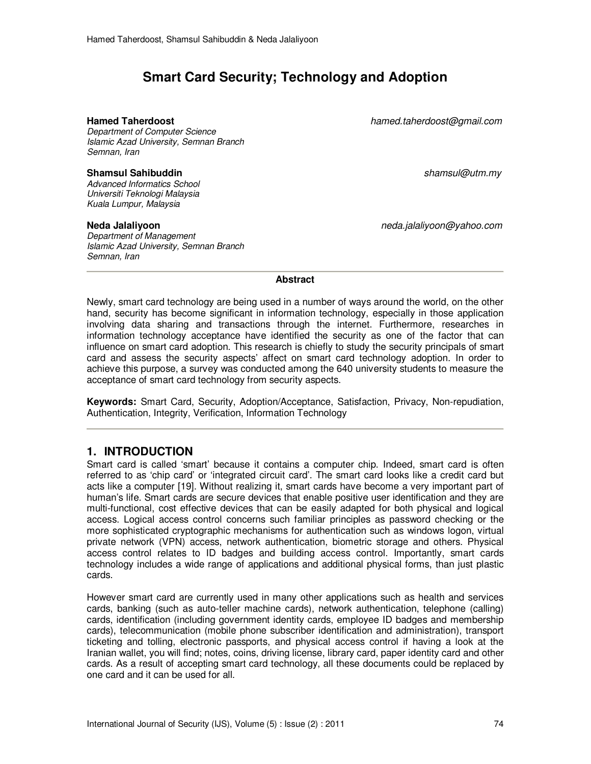# Smart Card Security; Technology and Adoption

**Hamed Taherdoost** hamed.taherdoost@gmail.com
*Department of Computer Science*
*Islamic Azad University, Semnan Branch*
*Semnan, Iran*

**Shamsul Sahibuddin** shamsul@utm.my
*Advanced Informatics School*
*Universiti Teknologi Malaysia*
*Kuala Lumpur, Malaysia*

**Neda Jalaliyoon** neda.jalaliyoon@yahoo.com
*Department of Management*
*Islamic Azad University, Semnan Branch*
*Semnan, Iran*

**Abstract**

Newly, smart card technology are being used in a number of ways around the world, on the other hand, security has become significant in information technology, especially in those application involving data sharing and transactions through the internet. Furthermore, researches in information technology acceptance have identified the security as one of the factor that can influence on smart card adoption. This research is chiefly to study the security principals of smart card and assess the security aspects' affect on smart card technology adoption. In order to achieve this purpose, a survey was conducted among the 640 university students to measure the acceptance of smart card technology from security aspects.

**Keywords:** Smart Card, Security, Adoption/Acceptance, Satisfaction, Privacy, Non-repudiation, Authentication, Integrity, Verification, Information Technology

## 1. INTRODUCTION

Smart card is called 'smart' because it contains a computer chip. Indeed, smart card is often referred to as 'chip card' or 'integrated circuit card'. The smart card looks like a credit card but acts like a computer [19]. Without realizing it, smart cards have become a very important part of human's life. Smart cards are secure devices that enable positive user identification and they are multi-functional, cost effective devices that can be easily adapted for both physical and logical access. Logical access control concerns such familiar principles as password checking or the more sophisticated cryptographic mechanisms for authentication such as windows logon, virtual private network (VPN) access, network authentication, biometric storage and others. Physical access control relates to ID badges and building access control. Importantly, smart cards technology includes a wide range of applications and additional physical forms, than just plastic cards.

However smart card are currently used in many other applications such as health and services cards, banking (such as auto-teller machine cards), network authentication, telephone (calling) cards, identification (including government identity cards, employee ID badges and membership cards), telecommunication (mobile phone subscriber identification and administration), transport ticketing and tolling, electronic passports, and physical access control if having a look at the Iranian wallet, you will find; notes, coins, driving license, library card, paper identity card and other cards. As a result of accepting smart card technology, all these documents could be replaced by one card and it can be used for all.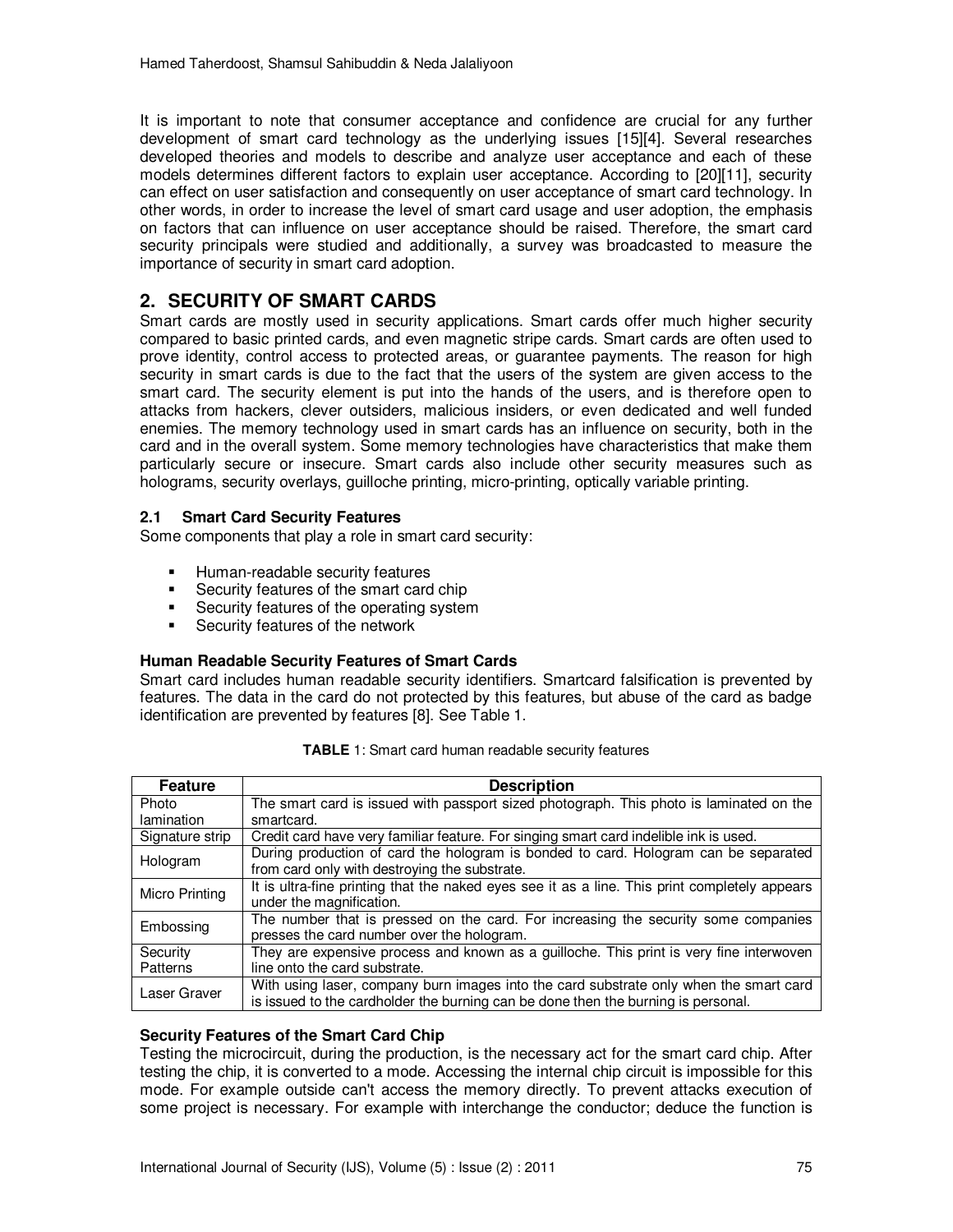It is important to note that consumer acceptance and confidence are crucial for any further development of smart card technology as the underlying issues [15][4]. Several researches developed theories and models to describe and analyze user acceptance and each of these models determines different factors to explain user acceptance. According to [20][11], security can effect on user satisfaction and consequently on user acceptance of smart card technology. In other words, in order to increase the level of smart card usage and user adoption, the emphasis on factors that can influence on user acceptance should be raised. Therefore, the smart card security principals were studied and additionally, a survey was broadcasted to measure the importance of security in smart card adoption.

## 2. SECURITY OF SMART CARDS

Smart cards are mostly used in security applications. Smart cards offer much higher security compared to basic printed cards, and even magnetic stripe cards. Smart cards are often used to prove identity, control access to protected areas, or guarantee payments. The reason for high security in smart cards is due to the fact that the users of the system are given access to the smart card. The security element is put into the hands of the users, and is therefore open to attacks from hackers, clever outsiders, malicious insiders, or even dedicated and well funded enemies. The memory technology used in smart cards has an influence on security, both in the card and in the overall system. Some memory technologies have characteristics that make them particularly secure or insecure. Smart cards also include other security measures such as holograms, security overlays, guilloche printing, micro-printing, optically variable printing.

### 2.1 Smart Card Security Features

Some components that play a role in smart card security:

- Human-readable security features
- Security features of the smart card chip
- Security features of the operating system
- Security features of the network

#### Human Readable Security Features of Smart Cards

Smart card includes human readable security identifiers. Smartcard falsification is prevented by features. The data in the card do not protected by this features, but abuse of the card as badge identification are prevented by features [8]. See Table 1.

**TABLE 1**: Smart card human readable security features

| Feature | Description |
| --- | --- |
| Photo lamination | The smart card is issued with passport sized photograph. This photo is laminated on the smartcard. |
| Signature strip | Credit card have very familiar feature. For singing smart card indelible ink is used. |
| Hologram | During production of card the hologram is bonded to card. Hologram can be separated from card only with destroying the substrate. |
| Micro Printing | It is ultra-fine printing that the naked eyes see it as a line. This print completely appears under the magnification. |
| Embossing | The number that is pressed on the card. For increasing the security some companies presses the card number over the hologram. |
| Security Patterns | They are expensive process and known as a guilloche. This print is very fine interwoven line onto the card substrate. |
| Laser Graver | With using laser, company burn images into the card substrate only when the smart card is issued to the cardholder the burning can be done then the burning is personal. |

#### Security Features of the Smart Card Chip

Testing the microcircuit, during the production, is the necessary act for the smart card chip. After testing the chip, it is converted to a mode. Accessing the internal chip circuit is impossible for this mode. For example outside can't access the memory directly. To prevent attacks execution of some project is necessary. For example with interchange the conductor; deduce the function is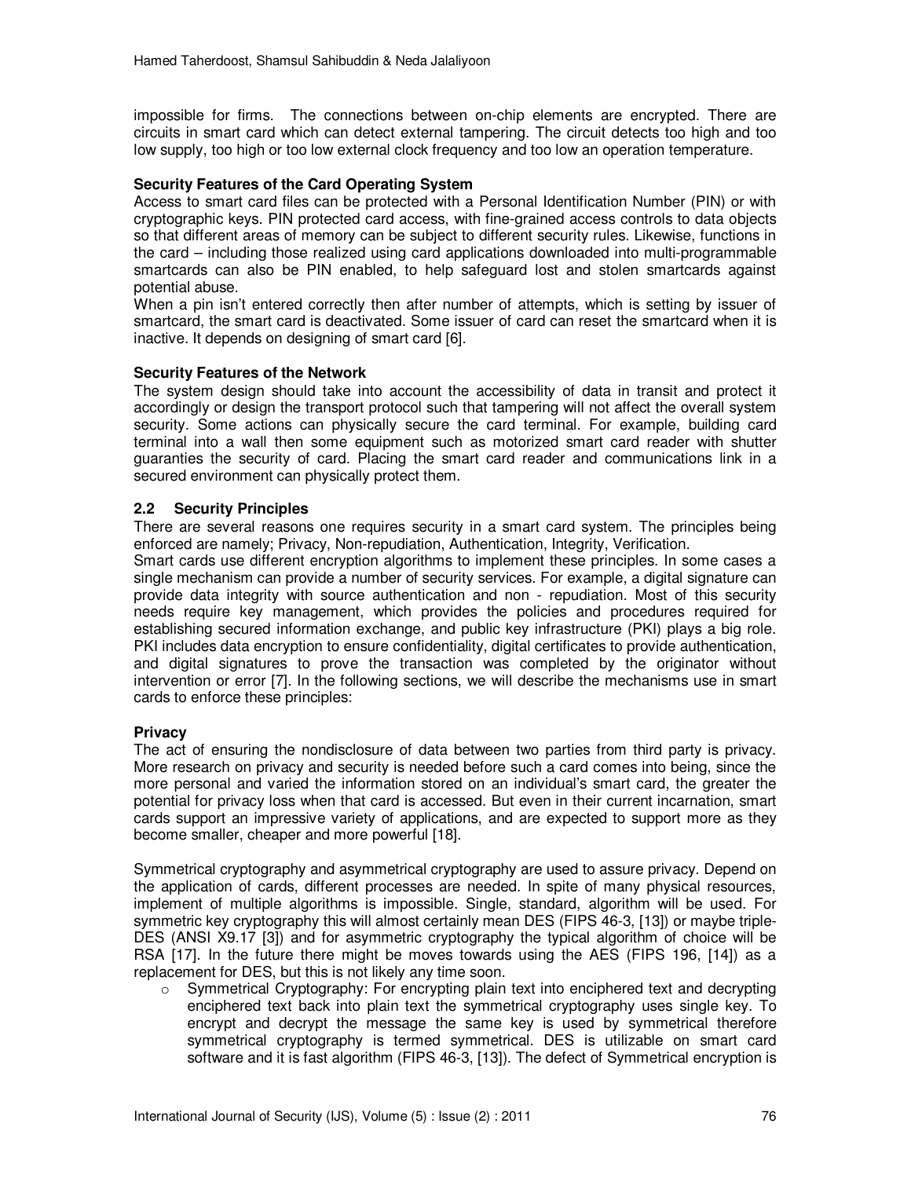impossible for firms. The connections between on-chip elements are encrypted. There are circuits in smart card which can detect external tampering. The circuit detects too high and too low supply, too high or too low external clock frequency and too low an operation temperature.

**Security Features of the Card Operating System**

Access to smart card files can be protected with a Personal Identification Number (PIN) or with cryptographic keys. PIN protected card access, with fine-grained access controls to data objects so that different areas of memory can be subject to different security rules. Likewise, functions in the card – including those realized using card applications downloaded into multi-programmable smartcards can also be PIN enabled, to help safeguard lost and stolen smartcards against potential abuse.

When a pin isn't entered correctly then after number of attempts, which is setting by issuer of smartcard, the smart card is deactivated. Some issuer of card can reset the smartcard when it is inactive. It depends on designing of smart card [6].

**Security Features of the Network**

The system design should take into account the accessibility of data in transit and protect it accordingly or design the transport protocol such that tampering will not affect the overall system security. Some actions can physically secure the card terminal. For example, building card terminal into a wall then some equipment such as motorized smart card reader with shutter guaranties the security of card. Placing the smart card reader and communications link in a secured environment can physically protect them.

## 2.2 Security Principles

There are several reasons one requires security in a smart card system. The principles being enforced are namely; Privacy, Non-repudiation, Authentication, Integrity, Verification.

Smart cards use different encryption algorithms to implement these principles. In some cases a single mechanism can provide a number of security services. For example, a digital signature can provide data integrity with source authentication and non - repudiation. Most of this security needs require key management, which provides the policies and procedures required for establishing secured information exchange, and public key infrastructure (PKI) plays a big role. PKI includes data encryption to ensure confidentiality, digital certificates to provide authentication, and digital signatures to prove the transaction was completed by the originator without intervention or error [7]. In the following sections, we will describe the mechanisms use in smart cards to enforce these principles:

**Privacy**

The act of ensuring the nondisclosure of data between two parties from third party is privacy. More research on privacy and security is needed before such a card comes into being, since the more personal and varied the information stored on an individual's smart card, the greater the potential for privacy loss when that card is accessed. But even in their current incarnation, smart cards support an impressive variety of applications, and are expected to support more as they become smaller, cheaper and more powerful [18].

Symmetrical cryptography and asymmetrical cryptography are used to assure privacy. Depend on the application of cards, different processes are needed. In spite of many physical resources, implement of multiple algorithms is impossible. Single, standard, algorithm will be used. For symmetric key cryptography this will almost certainly mean DES (FIPS 46-3, [13]) or maybe triple-DES (ANSI X9.17 [3]) and for asymmetric cryptography the typical algorithm of choice will be RSA [17]. In the future there might be moves towards using the AES (FIPS 196, [14]) as a replacement for DES, but this is not likely any time soon.

- Symmetrical Cryptography: For encrypting plain text into enciphered text and decrypting enciphered text back into plain text the symmetrical cryptography uses single key. To encrypt and decrypt the message the same key is used by symmetrical therefore symmetrical cryptography is termed symmetrical. DES is utilizable on smart card software and it is fast algorithm (FIPS 46-3, [13]). The defect of Symmetrical encryption is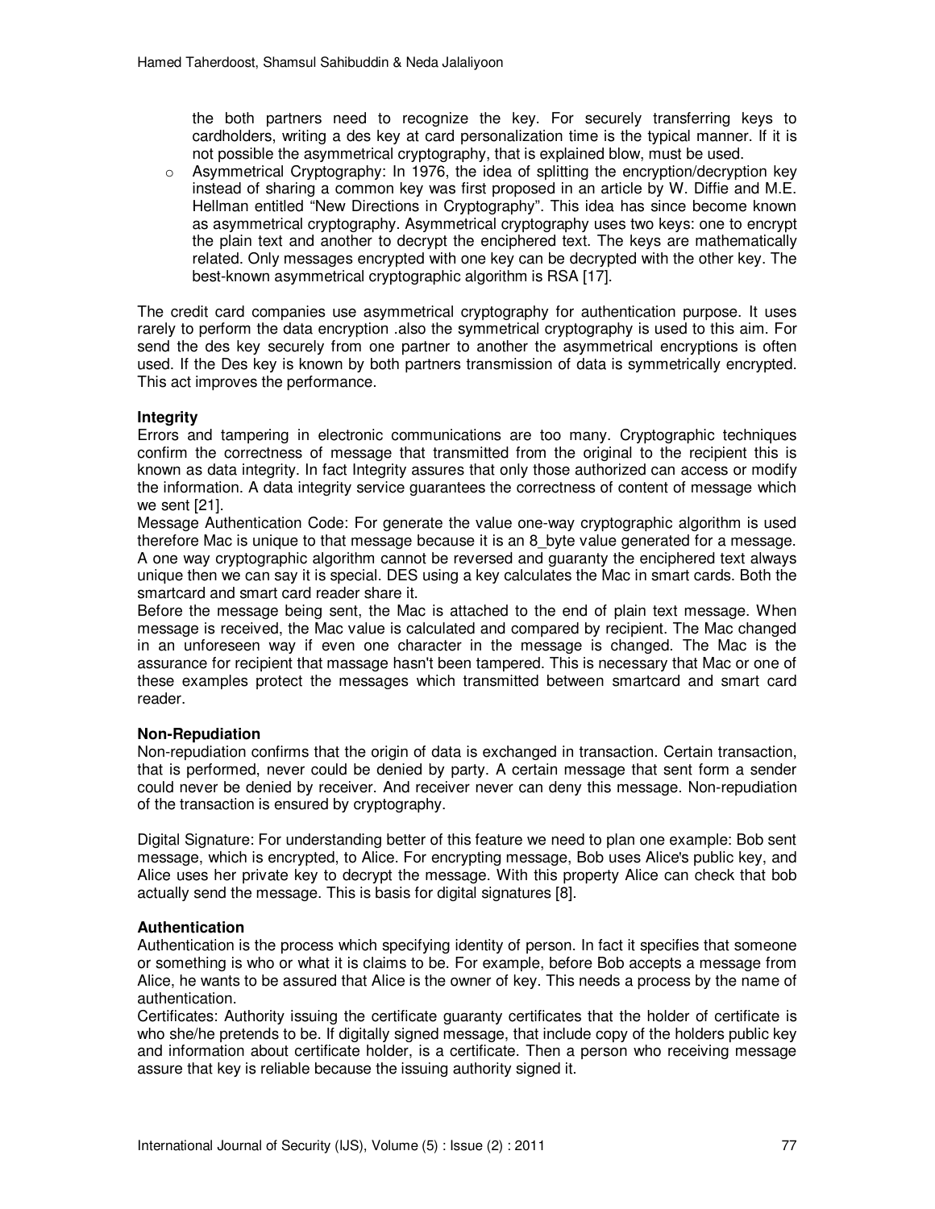the both partners need to recognize the key. For securely transferring keys to cardholders, writing a des key at card personalization time is the typical manner. If it is not possible the asymmetrical cryptography, that is explained blow, must be used.

- Asymmetrical Cryptography: In 1976, the idea of splitting the encryption/decryption key instead of sharing a common key was first proposed in an article by W. Diffie and M.E. Hellman entitled "New Directions in Cryptography". This idea has since become known as asymmetrical cryptography. Asymmetrical cryptography uses two keys: one to encrypt the plain text and another to decrypt the enciphered text. The keys are mathematically related. Only messages encrypted with one key can be decrypted with the other key. The best-known asymmetrical cryptographic algorithm is RSA [17].

The credit card companies use asymmetrical cryptography for authentication purpose. It uses rarely to perform the data encryption .also the symmetrical cryptography is used to this aim. For send the des key securely from one partner to another the asymmetrical encryptions is often used. If the Des key is known by both partners transmission of data is symmetrically encrypted. This act improves the performance.

**Integrity**

Errors and tampering in electronic communications are too many. Cryptographic techniques confirm the correctness of message that transmitted from the original to the recipient this is known as data integrity. In fact Integrity assures that only those authorized can access or modify the information. A data integrity service guarantees the correctness of content of message which we sent [21].

Message Authentication Code: For generate the value one-way cryptographic algorithm is used therefore Mac is unique to that message because it is an 8_byte value generated for a message. A one way cryptographic algorithm cannot be reversed and guaranty the enciphered text always unique then we can say it is special. DES using a key calculates the Mac in smart cards. Both the smartcard and smart card reader share it.

Before the message being sent, the Mac is attached to the end of plain text message. When message is received, the Mac value is calculated and compared by recipient. The Mac changed in an unforeseen way if even one character in the message is changed. The Mac is the assurance for recipient that massage hasn't been tampered. This is necessary that Mac or one of these examples protect the messages which transmitted between smartcard and smart card reader.

**Non-Repudiation**

Non-repudiation confirms that the origin of data is exchanged in transaction. Certain transaction, that is performed, never could be denied by party. A certain message that sent form a sender could never be denied by receiver. And receiver never can deny this message. Non-repudiation of the transaction is ensured by cryptography.

Digital Signature: For understanding better of this feature we need to plan one example: Bob sent message, which is encrypted, to Alice. For encrypting message, Bob uses Alice's public key, and Alice uses her private key to decrypt the message. With this property Alice can check that bob actually send the message. This is basis for digital signatures [8].

**Authentication**

Authentication is the process which specifying identity of person. In fact it specifies that someone or something is who or what it is claims to be. For example, before Bob accepts a message from Alice, he wants to be assured that Alice is the owner of key. This needs a process by the name of authentication.

Certificates: Authority issuing the certificate guaranty certificates that the holder of certificate is who she/he pretends to be. If digitally signed message, that include copy of the holders public key and information about certificate holder, is a certificate. Then a person who receiving message assure that key is reliable because the issuing authority signed it.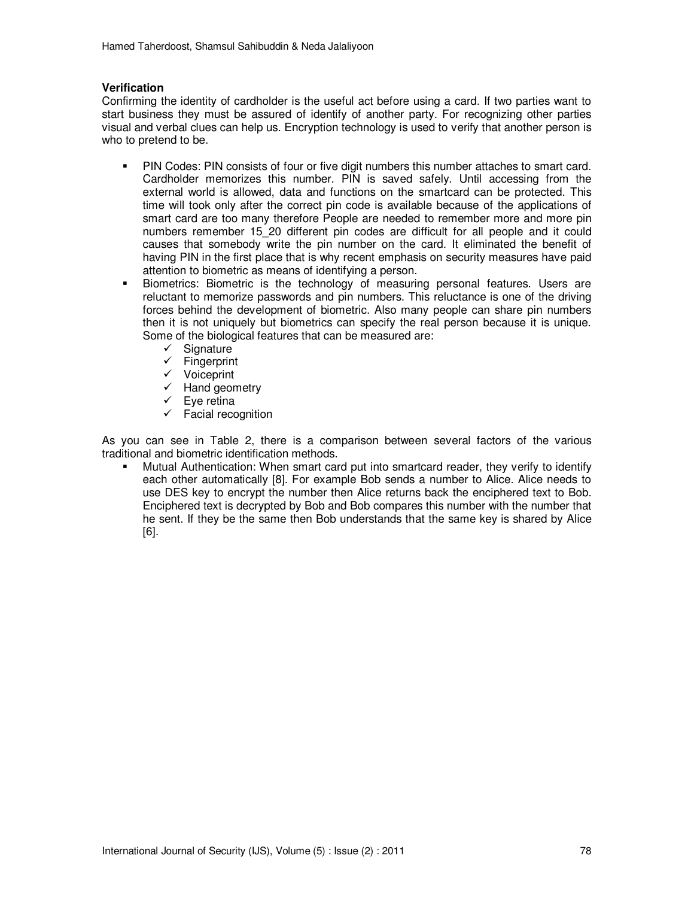**Verification**

Confirming the identity of cardholder is the useful act before using a card. If two parties want to start business they must be assured of identify of another party. For recognizing other parties visual and verbal clues can help us. Encryption technology is used to verify that another person is who to pretend to be.

- PIN Codes: PIN consists of four or five digit numbers this number attaches to smart card. Cardholder memorizes this number. PIN is saved safely. Until accessing from the external world is allowed, data and functions on the smartcard can be protected. This time will took only after the correct pin code is available because of the applications of smart card are too many therefore People are needed to remember more and more pin numbers remember 15_20 different pin codes are difficult for all people and it could causes that somebody write the pin number on the card. It eliminated the benefit of having PIN in the first place that is why recent emphasis on security measures have paid attention to biometric as means of identifying a person.
- Biometrics: Biometric is the technology of measuring personal features. Users are reluctant to memorize passwords and pin numbers. This reluctance is one of the driving forces behind the development of biometric. Also many people can share pin numbers then it is not uniquely but biometrics can specify the real person because it is unique. Some of the biological features that can be measured are:
  - ✓ Signature
  - ✓ Fingerprint
  - ✓ Voiceprint
  - ✓ Hand geometry
  - ✓ Eye retina
  - ✓ Facial recognition

As you can see in Table 2, there is a comparison between several factors of the various traditional and biometric identification methods.

- Mutual Authentication: When smart card put into smartcard reader, they verify to identify each other automatically [8]. For example Bob sends a number to Alice. Alice needs to use DES key to encrypt the number then Alice returns back the enciphered text to Bob. Enciphered text is decrypted by Bob and Bob compares this number with the number that he sent. If they be the same then Bob understands that the same key is shared by Alice [6].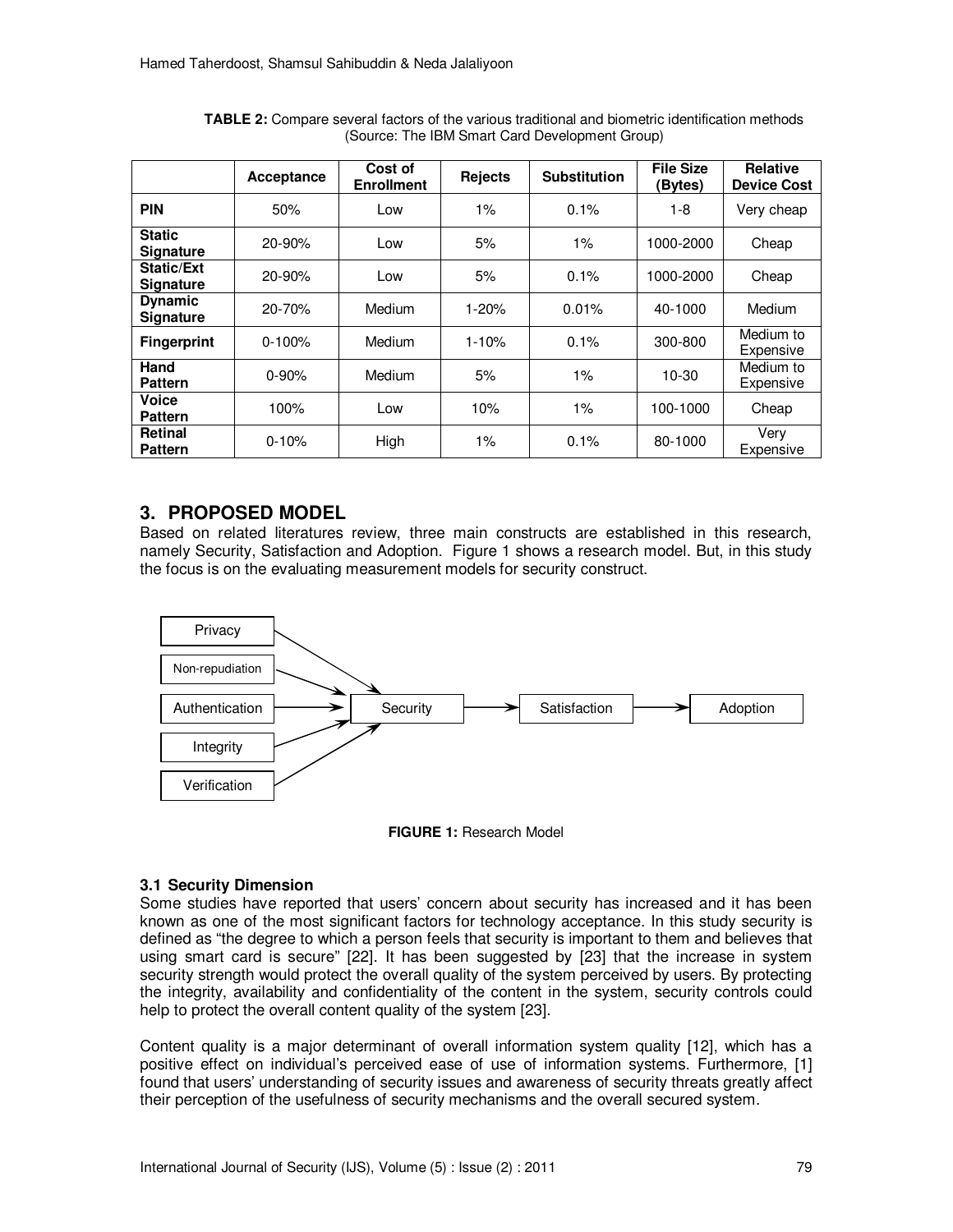**TABLE 2:** Compare several factors of the various traditional and biometric identification methods (Source: The IBM Smart Card Development Group)

| | Acceptance | Cost of Enrollment | Rejects | Substitution | File Size (Bytes) | Relative Device Cost |
|---|---|---|---|---|---|---|
| **PIN** | 50% | Low | 1% | 0.1% | 1-8 | Very cheap |
| **Static Signature** | 20-90% | Low | 5% | 1% | 1000-2000 | Cheap |
| **Static/Ext Signature** | 20-90% | Low | 5% | 0.1% | 1000-2000 | Cheap |
| **Dynamic Signature** | 20-70% | Medium | 1-20% | 0.01% | 40-1000 | Medium |
| **Fingerprint** | 0-100% | Medium | 1-10% | 0.1% | 300-800 | Medium to Expensive |
| **Hand Pattern** | 0-90% | Medium | 5% | 1% | 10-30 | Medium to Expensive |
| **Voice Pattern** | 100% | Low | 10% | 1% | 100-1000 | Cheap |
| **Retinal Pattern** | 0-10% | High | 1% | 0.1% | 80-1000 | Very Expensive |

## 3. PROPOSED MODEL

Based on related literatures review, three main constructs are established in this research, namely Security, Satisfaction and Adoption. Figure 1 shows a research model. But, in this study the focus is on the evaluating measurement models for security construct.

Privacy → Security; Non-repudiation → Security; Authentication → Security; Integrity → Security; Verification → Security; Security → Satisfaction → Adoption

**FIGURE 1:** Research Model

### 3.1 Security Dimension

Some studies have reported that users' concern about security has increased and it has been known as one of the most significant factors for technology acceptance. In this study security is defined as "the degree to which a person feels that security is important to them and believes that using smart card is secure" [22]. It has been suggested by [23] that the increase in system security strength would protect the overall quality of the system perceived by users. By protecting the integrity, availability and confidentiality of the content in the system, security controls could help to protect the overall content quality of the system [23].

Content quality is a major determinant of overall information system quality [12], which has a positive effect on individual's perceived ease of use of information systems. Furthermore, [1] found that users' understanding of security issues and awareness of security threats greatly affect their perception of the usefulness of security mechanisms and the overall secured system.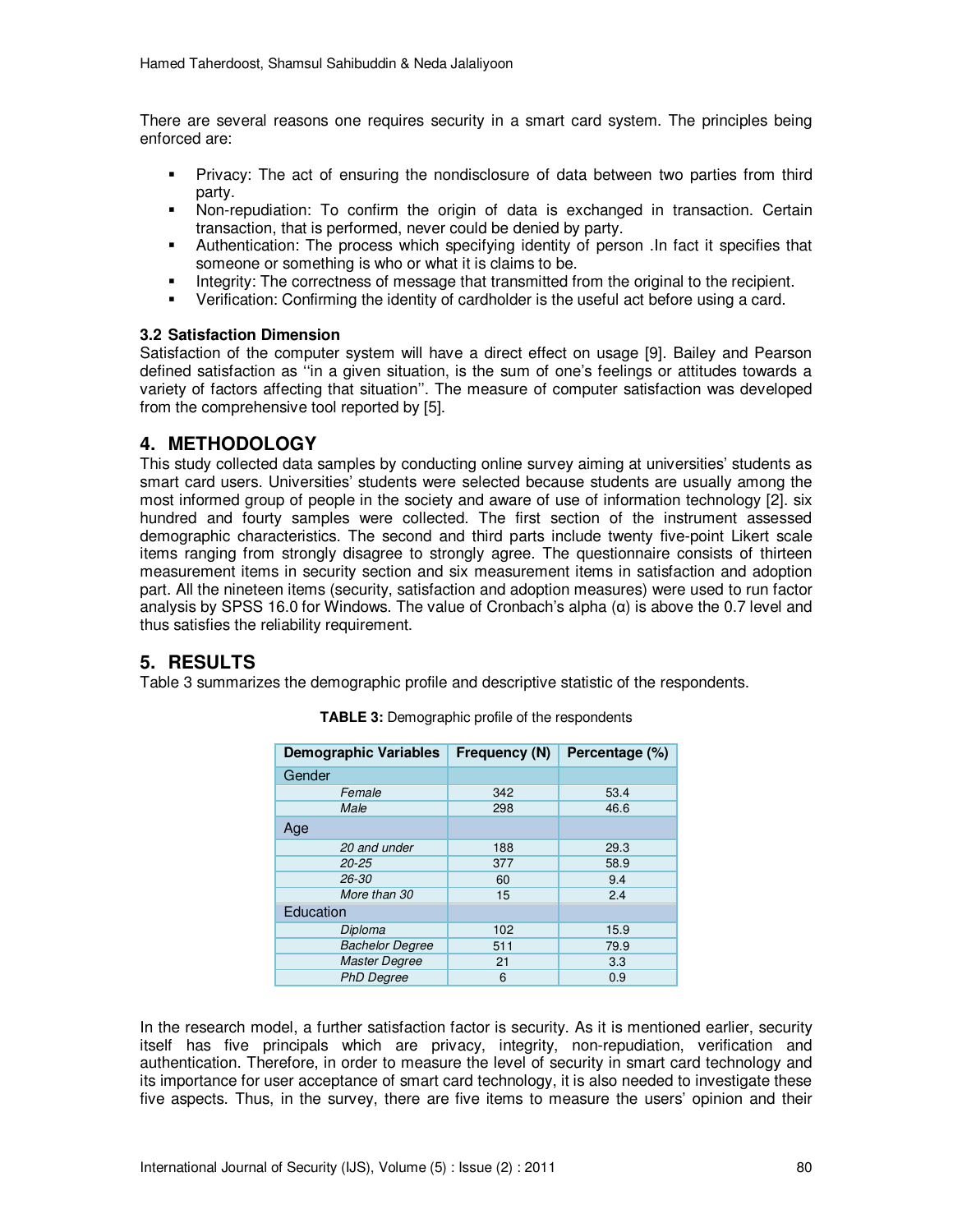There are several reasons one requires security in a smart card system. The principles being enforced are:

- Privacy: The act of ensuring the nondisclosure of data between two parties from third party.
- Non-repudiation: To confirm the origin of data is exchanged in transaction. Certain transaction, that is performed, never could be denied by party.
- Authentication: The process which specifying identity of person .In fact it specifies that someone or something is who or what it is claims to be.
- Integrity: The correctness of message that transmitted from the original to the recipient.
- Verification: Confirming the identity of cardholder is the useful act before using a card.

### 3.2 Satisfaction Dimension

Satisfaction of the computer system will have a direct effect on usage [9]. Bailey and Pearson defined satisfaction as ''in a given situation, is the sum of one's feelings or attitudes towards a variety of factors affecting that situation''. The measure of computer satisfaction was developed from the comprehensive tool reported by [5].

## 4. METHODOLOGY

This study collected data samples by conducting online survey aiming at universities' students as smart card users. Universities' students were selected because students are usually among the most informed group of people in the society and aware of use of information technology [2]. six hundred and fourty samples were collected. The first section of the instrument assessed demographic characteristics. The second and third parts include twenty five-point Likert scale items ranging from strongly disagree to strongly agree. The questionnaire consists of thirteen measurement items in security section and six measurement items in satisfaction and adoption part. All the nineteen items (security, satisfaction and adoption measures) were used to run factor analysis by SPSS 16.0 for Windows. The value of Cronbach's alpha (α) is above the 0.7 level and thus satisfies the reliability requirement.

## 5. RESULTS

Table 3 summarizes the demographic profile and descriptive statistic of the respondents.

**TABLE 3:** Demographic profile of the respondents

| Demographic Variables | Frequency (N) | Percentage (%) |
|---|---|---|
| Gender | | |
| *Female* | 342 | 53.4 |
| *Male* | 298 | 46.6 |
| Age | | |
| *20 and under* | 188 | 29.3 |
| *20-25* | 377 | 58.9 |
| *26-30* | 60 | 9.4 |
| *More than 30* | 15 | 2.4 |
| Education | | |
| *Diploma* | 102 | 15.9 |
| *Bachelor Degree* | 511 | 79.9 |
| *Master Degree* | 21 | 3.3 |
| *PhD Degree* | 6 | 0.9 |

In the research model, a further satisfaction factor is security. As it is mentioned earlier, security itself has five principals which are privacy, integrity, non-repudiation, verification and authentication. Therefore, in order to measure the level of security in smart card technology and its importance for user acceptance of smart card technology, it is also needed to investigate these five aspects. Thus, in the survey, there are five items to measure the users' opinion and their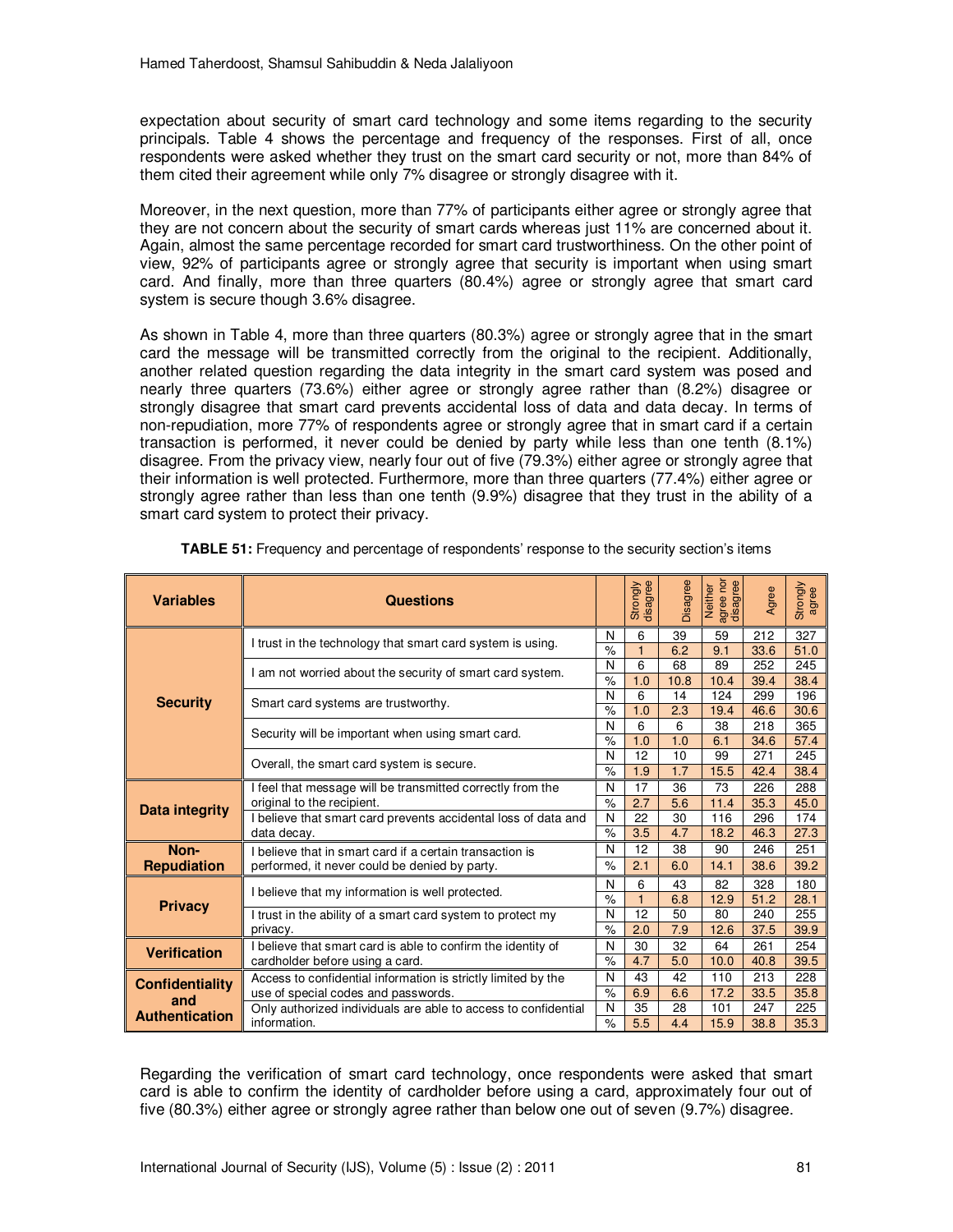expectation about security of smart card technology and some items regarding to the security principals. Table 4 shows the percentage and frequency of the responses. First of all, once respondents were asked whether they trust on the smart card security or not, more than 84% of them cited their agreement while only 7% disagree or strongly disagree with it.

Moreover, in the next question, more than 77% of participants either agree or strongly agree that they are not concern about the security of smart cards whereas just 11% are concerned about it. Again, almost the same percentage recorded for smart card trustworthiness. On the other point of view, 92% of participants agree or strongly agree that security is important when using smart card. And finally, more than three quarters (80.4%) agree or strongly agree that smart card system is secure though 3.6% disagree.

As shown in Table 4, more than three quarters (80.3%) agree or strongly agree that in the smart card the message will be transmitted correctly from the original to the recipient. Additionally, another related question regarding the data integrity in the smart card system was posed and nearly three quarters (73.6%) either agree or strongly agree rather than (8.2%) disagree or strongly disagree that smart card prevents accidental loss of data and data decay. In terms of non-repudiation, more 77% of respondents agree or strongly agree that in smart card if a certain transaction is performed, it never could be denied by party while less than one tenth (8.1%) disagree. From the privacy view, nearly four out of five (79.3%) either agree or strongly agree that their information is well protected. Furthermore, more than three quarters (77.4%) either agree or strongly agree rather than less than one tenth (9.9%) disagree that they trust in the ability of a smart card system to protect their privacy.

**TABLE 51:** Frequency and percentage of respondents' response to the security section's items

| Variables | Questions | | Strongly disagree | Disagree | Neither agree nor disagree | Agree | Strongly agree |
|---|---|---|---|---|---|---|---|
| Security | I trust in the technology that smart card system is using. | N | 6 | 39 | 59 | 212 | 327 |
| | | % | 1 | 6.2 | 9.1 | 33.6 | 51.0 |
| | I am not worried about the security of smart card system. | N | 6 | 68 | 89 | 252 | 245 |
| | | % | 1.0 | 10.8 | 10.4 | 39.4 | 38.4 |
| | Smart card systems are trustworthy. | N | 6 | 14 | 124 | 299 | 196 |
| | | % | 1.0 | 2.3 | 19.4 | 46.6 | 30.6 |
| | Security will be important when using smart card. | N | 6 | 6 | 38 | 218 | 365 |
| | | % | 1.0 | 1.0 | 6.1 | 34.6 | 57.4 |
| | Overall, the smart card system is secure. | N | 12 | 10 | 99 | 271 | 245 |
| | | % | 1.9 | 1.7 | 15.5 | 42.4 | 38.4 |
| Data integrity | I feel that message will be transmitted correctly from the original to the recipient. | N | 17 | 36 | 73 | 226 | 288 |
| | | % | 2.7 | 5.6 | 11.4 | 35.3 | 45.0 |
| | I believe that smart card prevents accidental loss of data and data decay. | N | 22 | 30 | 116 | 296 | 174 |
| | | % | 3.5 | 4.7 | 18.2 | 46.3 | 27.3 |
| Non-Repudiation | I believe that in smart card if a certain transaction is performed, it never could be denied by party. | N | 12 | 38 | 90 | 246 | 251 |
| | | % | 2.1 | 6.0 | 14.1 | 38.6 | 39.2 |
| Privacy | I believe that my information is well protected. | N | 6 | 43 | 82 | 328 | 180 |
| | | % | 1 | 6.8 | 12.9 | 51.2 | 28.1 |
| | I trust in the ability of a smart card system to protect my privacy. | N | 12 | 50 | 80 | 240 | 255 |
| | | % | 2.0 | 7.9 | 12.6 | 37.5 | 39.9 |
| Verification | I believe that smart card is able to confirm the identity of cardholder before using a card. | N | 30 | 32 | 64 | 261 | 254 |
| | | % | 4.7 | 5.0 | 10.0 | 40.8 | 39.5 |
| Confidentiality and Authentication | Access to confidential information is strictly limited by the use of special codes and passwords. | N | 43 | 42 | 110 | 213 | 228 |
| | | % | 6.9 | 6.6 | 17.2 | 33.5 | 35.8 |
| | Only authorized individuals are able to access to confidential information. | N | 35 | 28 | 101 | 247 | 225 |
| | | % | 5.5 | 4.4 | 15.9 | 38.8 | 35.3 |

Regarding the verification of smart card technology, once respondents were asked that smart card is able to confirm the identity of cardholder before using a card, approximately four out of five (80.3%) either agree or strongly agree rather than below one out of seven (9.7%) disagree.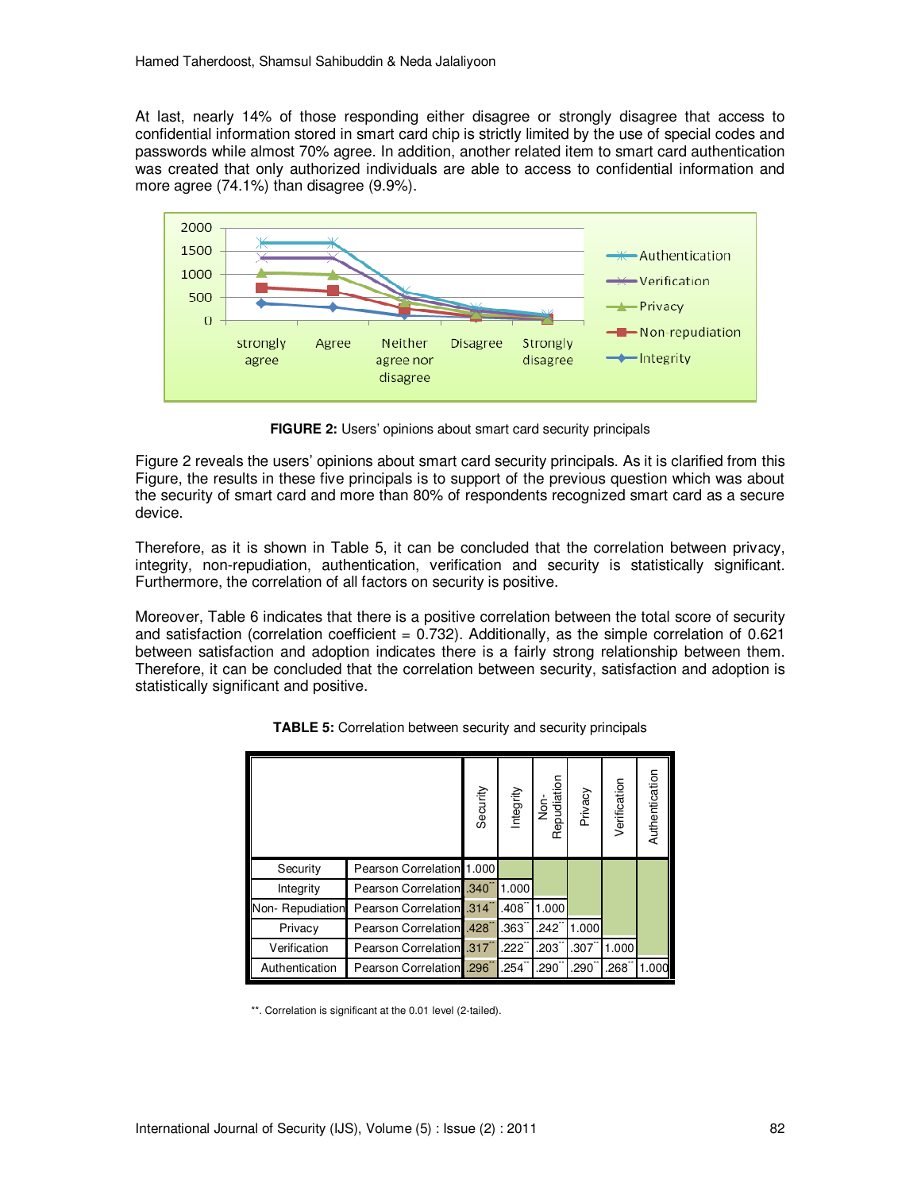At last, nearly 14% of those responding either disagree or strongly disagree that access to confidential information stored in smart card chip is strictly limited by the use of special codes and passwords while almost 70% agree. In addition, another related item to smart card authentication was created that only authorized individuals are able to access to confidential information and more agree (74.1%) than disagree (9.9%).

**FIGURE 2:** Users' opinions about smart card security principals

Figure 2 reveals the users' opinions about smart card security principals. As it is clarified from this Figure, the results in these five principals is to support of the previous question which was about the security of smart card and more than 80% of respondents recognized smart card as a secure device.

Therefore, as it is shown in Table 5, it can be concluded that the correlation between privacy, integrity, non-repudiation, authentication, verification and security is statistically significant. Furthermore, the correlation of all factors on security is positive.

Moreover, Table 6 indicates that there is a positive correlation between the total score of security and satisfaction (correlation coefficient = 0.732). Additionally, as the simple correlation of 0.621 between satisfaction and adoption indicates there is a fairly strong relationship between them. Therefore, it can be concluded that the correlation between security, satisfaction and adoption is statistically significant and positive.

**TABLE 5:** Correlation between security and security principals

| | | Security | Integrity | Non-Repudiation | Privacy | Verification | Authentication |
|---|---|---|---|---|---|---|---|
| Security | Pearson Correlation | 1.000 | | | | | |
| Integrity | Pearson Correlation | .340** | 1.000 | | | | |
| Non- Repudiation | Pearson Correlation | .314** | .408** | 1.000 | | | |
| Privacy | Pearson Correlation | .428** | .363** | .242** | 1.000 | | |
| Verification | Pearson Correlation | .317** | .222** | .203** | .307** | 1.000 | |
| Authentication | Pearson Correlation | .296** | .254** | .290** | .290** | .268** | 1.000 |

**. Correlation is significant at the 0.01 level (2-tailed).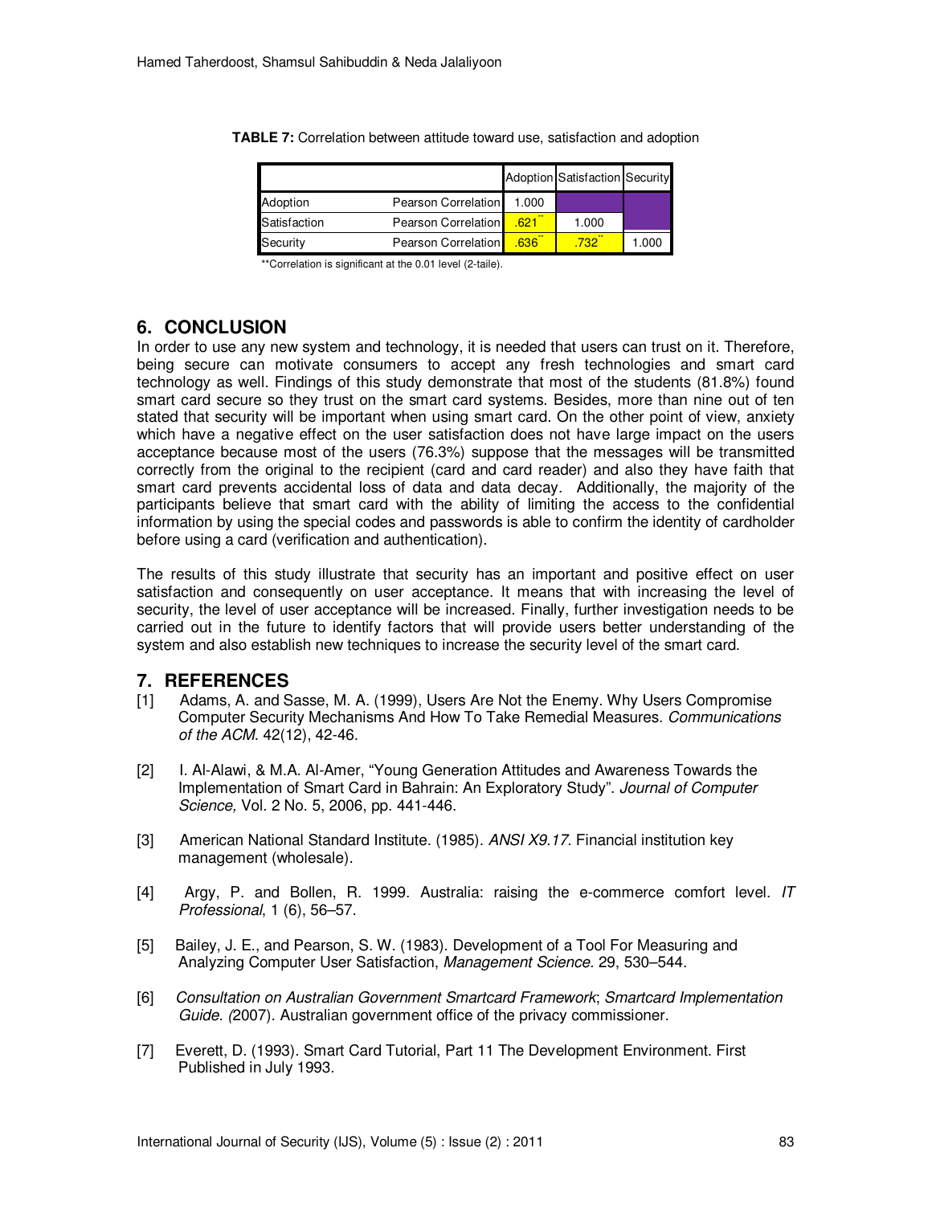**TABLE 7:** Correlation between attitude toward use, satisfaction and adoption

| | | Adoption | Satisfaction | Security |
|---|---|---|---|---|
| Adoption | Pearson Correlation | 1.000 | | |
| Satisfaction | Pearson Correlation | .621** | 1.000 | |
| Security | Pearson Correlation | .636** | .732** | 1.000 |

**Correlation is significant at the 0.01 level (2-taile).

## 6. CONCLUSION

In order to use any new system and technology, it is needed that users can trust on it. Therefore, being secure can motivate consumers to accept any fresh technologies and smart card technology as well. Findings of this study demonstrate that most of the students (81.8%) found smart card secure so they trust on the smart card systems. Besides, more than nine out of ten stated that security will be important when using smart card. On the other point of view, anxiety which have a negative effect on the user satisfaction does not have large impact on the users acceptance because most of the users (76.3%) suppose that the messages will be transmitted correctly from the original to the recipient (card and card reader) and also they have faith that smart card prevents accidental loss of data and data decay. Additionally, the majority of the participants believe that smart card with the ability of limiting the access to the confidential information by using the special codes and passwords is able to confirm the identity of cardholder before using a card (verification and authentication).

The results of this study illustrate that security has an important and positive effect on user satisfaction and consequently on user acceptance. It means that with increasing the level of security, the level of user acceptance will be increased. Finally, further investigation needs to be carried out in the future to identify factors that will provide users better understanding of the system and also establish new techniques to increase the security level of the smart card.

## 7. REFERENCES

[1] Adams, A. and Sasse, M. A. (1999), Users Are Not the Enemy. Why Users Compromise Computer Security Mechanisms And How To Take Remedial Measures. *Communications of the ACM*. 42(12), 42-46.

[2] I. Al-Alawi, & M.A. Al-Amer, "Young Generation Attitudes and Awareness Towards the Implementation of Smart Card in Bahrain: An Exploratory Study". *Journal of Computer Science,* Vol. 2 No. 5, 2006, pp. 441-446.

[3] American National Standard Institute. (1985). *ANSI X9.17*. Financial institution key management (wholesale).

[4] Argy, P. and Bollen, R. 1999. Australia: raising the e-commerce comfort level. *IT Professional*, 1 (6), 56–57.

[5] Bailey, J. E., and Pearson, S. W. (1983). Development of a Tool For Measuring and Analyzing Computer User Satisfaction, *Management Science.* 29, 530–544.

[6] *Consultation on Australian Government Smartcard Framework*; *Smartcard Implementation Guide. (*2007). Australian government office of the privacy commissioner.

[7] Everett, D. (1993). Smart Card Tutorial, Part 11 The Development Environment. First Published in July 1993.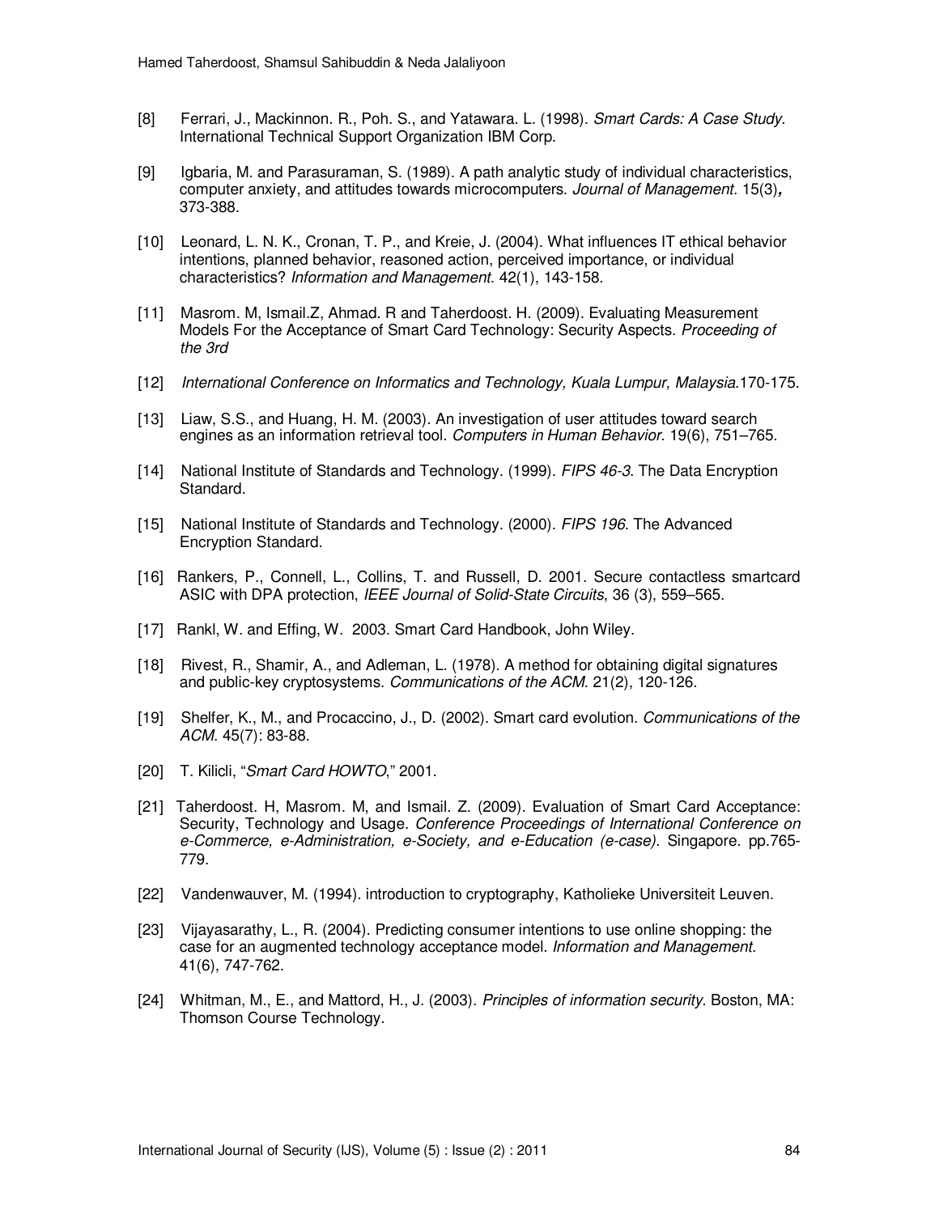[8] Ferrari, J., Mackinnon. R., Poh. S., and Yatawara. L. (1998). *Smart Cards: A Case Study.* International Technical Support Organization IBM Corp.

[9] Igbaria, M. and Parasuraman, S. (1989). A path analytic study of individual characteristics, computer anxiety, and attitudes towards microcomputers. *Journal of Management*. 15(3)**,** 373-388.

[10] Leonard, L. N. K., Cronan, T. P., and Kreie, J. (2004). What influences IT ethical behavior intentions, planned behavior, reasoned action, perceived importance, or individual characteristics? *Information and Management*. 42(1), 143-158.

[11] Masrom. M, Ismail.Z, Ahmad. R and Taherdoost. H. (2009). Evaluating Measurement Models For the Acceptance of Smart Card Technology: Security Aspects. *Proceeding of the 3rd*

[12] *International Conference on Informatics and Technology, Kuala Lumpur, Malaysia.*170-175.

[13] Liaw, S.S., and Huang, H. M. (2003). An investigation of user attitudes toward search engines as an information retrieval tool. *Computers in Human Behavior*. 19(6), 751–765.

[14] National Institute of Standards and Technology. (1999). *FIPS 46-3*. The Data Encryption Standard.

[15] National Institute of Standards and Technology. (2000). *FIPS 196*. The Advanced Encryption Standard.

[16] Rankers, P., Connell, L., Collins, T. and Russell, D. 2001. Secure contactless smartcard ASIC with DPA protection, *IEEE Journal of Solid-State Circuits*, 36 (3), 559–565.

[17] Rankl, W. and Effing, W. 2003. Smart Card Handbook, John Wiley.

[18] Rivest, R., Shamir, A., and Adleman, L. (1978). A method for obtaining digital signatures and public-key cryptosystems. *Communications of the ACM*. 21(2), 120-126.

[19] Shelfer, K., M., and Procaccino, J., D. (2002). Smart card evolution. *Communications of the ACM*. 45(7): 83-88.

[20] T. Kilicli, "*Smart Card HOWTO*," 2001.

[21] Taherdoost. H, Masrom. M, and Ismail. Z. (2009). Evaluation of Smart Card Acceptance: Security, Technology and Usage. *Conference Proceedings of International Conference on e-Commerce, e-Administration, e-Society, and e-Education (e-case).* Singapore. pp.765-779.

[22] Vandenwauver, M. (1994). introduction to cryptography, Katholieke Universiteit Leuven.

[23] Vijayasarathy, L., R. (2004). Predicting consumer intentions to use online shopping: the case for an augmented technology acceptance model. *Information and Management*. 41(6), 747-762.

[24] Whitman, M., E., and Mattord, H., J. (2003). *Principles of information security*. Boston, MA: Thomson Course Technology.